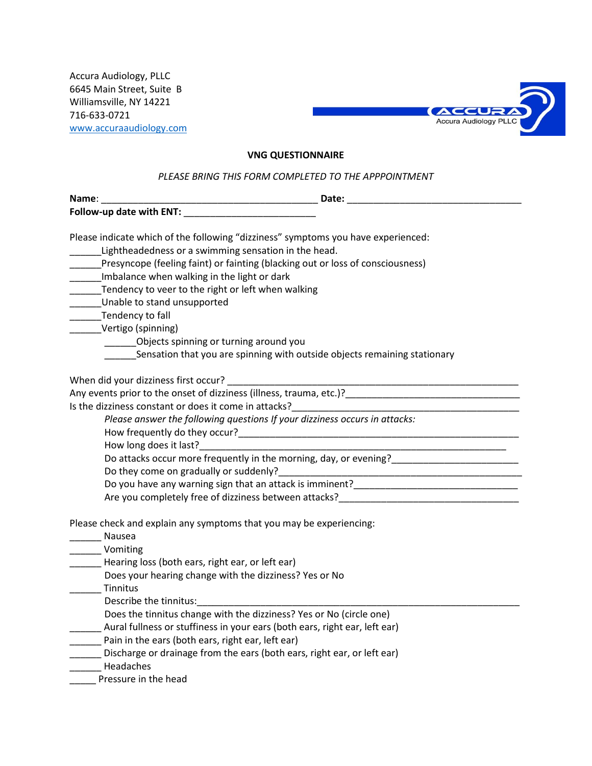Accura Audiology, PLLC
6645 Main Street, Suite B
Williamsville, NY 14221
716-633-0721
www.accuraaudiology.com

Accura Audiology PLLC

## VNG QUESTIONNAIRE

*PLEASE BRING THIS FORM COMPLETED TO THE APPPOINTMENT*

**Name**: ___________________________________________ **Date:** ___________________________________
**Follow-up date with ENT:** __________________________

Please indicate which of the following "dizziness" symptoms you have experienced:
______Lightheadedness or a swimming sensation in the head.
______Presyncope (feeling faint) or fainting (blacking out or loss of consciousness)
______Imbalance when walking in the light or dark
______Tendency to veer to the right or left when walking
______Unable to stand unsupported
______Tendency to fall
______Vertigo (spinning)
    ______Objects spinning or turning around you
    ______Sensation that you are spinning with outside objects remaining stationary

When did your dizziness first occur? _________________________________________________________
Any events prior to the onset of dizziness (illness, trauma, etc.)?__________________________________
Is the dizziness constant or does it come in attacks?_____________________________________________
    *Please answer the following questions If your dizziness occurs in attacks:*
    How frequently do they occur?_________________________________________________________
    How long does it last?_______________________________________________________________
    Do attacks occur more frequently in the morning, day, or evening?________________________
    Do they come on gradually or suddenly?________________________________________________
    Do you have any warning sign that an attack is imminent?_______________________________
    Are you completely free of dizziness between attacks?__________________________________

Please check and explain any symptoms that you may be experiencing:
______ Nausea
______ Vomiting
______ Hearing loss (both ears, right ear, or left ear)
    Does your hearing change with the dizziness? Yes or No
______ Tinnitus
    Describe the tinnitus:________________________________________________________________
    Does the tinnitus change with the dizziness? Yes or No (circle one)
______ Aural fullness or stuffiness in your ears (both ears, right ear, left ear)
______ Pain in the ears (both ears, right ear, left ear)
______ Discharge or drainage from the ears (both ears, right ear, or left ear)
______ Headaches
_____ Pressure in the head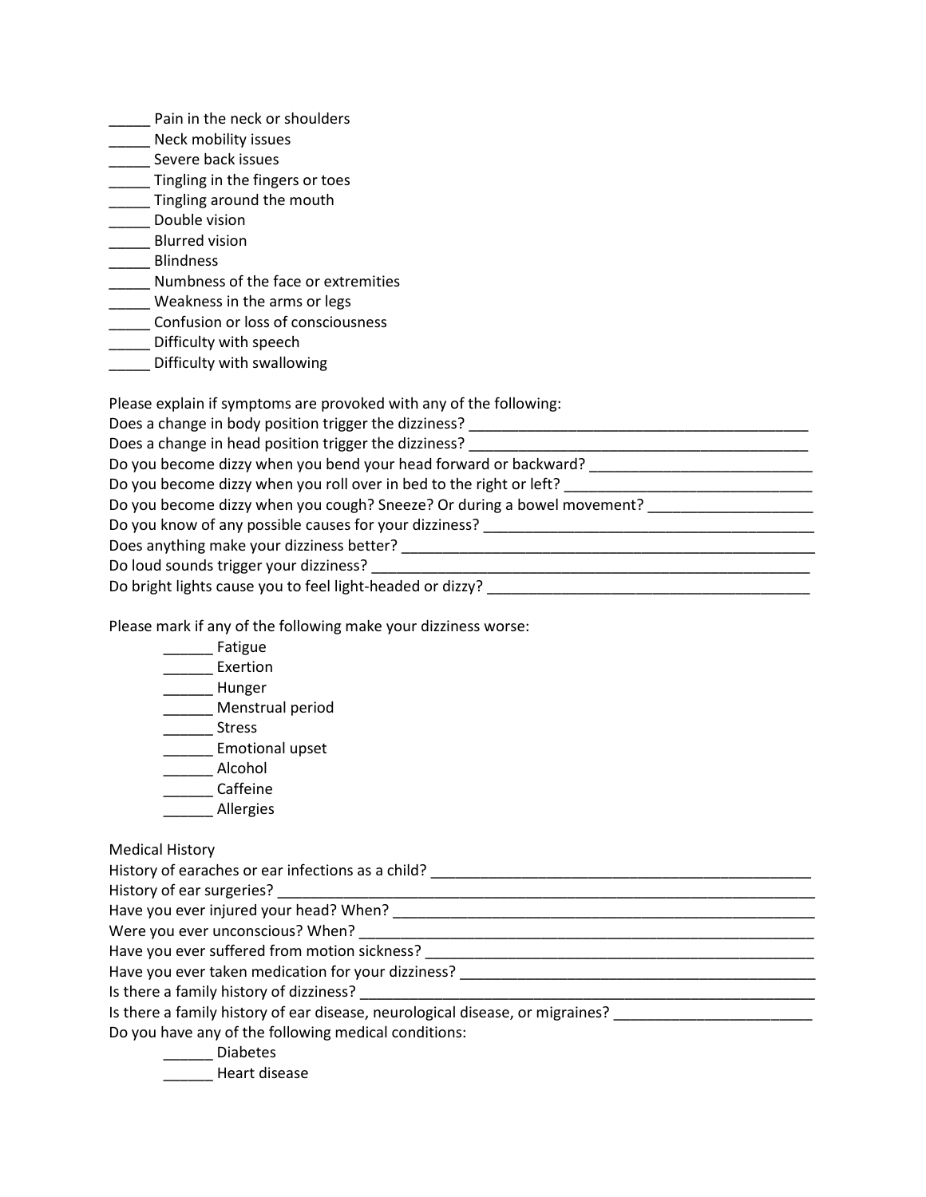_____ Pain in the neck or shoulders
_____ Neck mobility issues
_____ Severe back issues
_____ Tingling in the fingers or toes
_____ Tingling around the mouth
_____ Double vision
_____ Blurred vision
_____ Blindness
_____ Numbness of the face or extremities
_____ Weakness in the arms or legs
_____ Confusion or loss of consciousness
_____ Difficulty with speech
_____ Difficulty with swallowing

Please explain if symptoms are provoked with any of the following:
Does a change in body position trigger the dizziness? ___________________________________________
Does a change in head position trigger the dizziness? ___________________________________________
Do you become dizzy when you bend your head forward or backward? ___________________________
Do you become dizzy when you roll over in bed to the right or left? ______________________________
Do you become dizzy when you cough? Sneeze? Or during a bowel movement? ___________________
Do you know of any possible causes for your dizziness? _________________________________________
Does anything make your dizziness better? ____________________________________________________
Do loud sounds trigger your dizziness? ________________________________________________________
Do bright lights cause you to feel light-headed or dizzy? _________________________________________

Please mark if any of the following make your dizziness worse:

______ Fatigue
______ Exertion
______ Hunger
______ Menstrual period
______ Stress
______ Emotional upset
______ Alcohol
______ Caffeine
______ Allergies

Medical History
History of earaches or ear infections as a child? _______________________________________________
History of ear surgeries? __________________________________________________________________
Have you ever injured your head? When? ____________________________________________________
Were you ever unconscious? When? _________________________________________________________
Have you ever suffered from motion sickness? _________________________________________________
Have you ever taken medication for your dizziness? _____________________________________________
Is there a family history of dizziness? _________________________________________________________
Is there a family history of ear disease, neurological disease, or migraines? ________________________
Do you have any of the following medical conditions:

______ Diabetes
______ Heart disease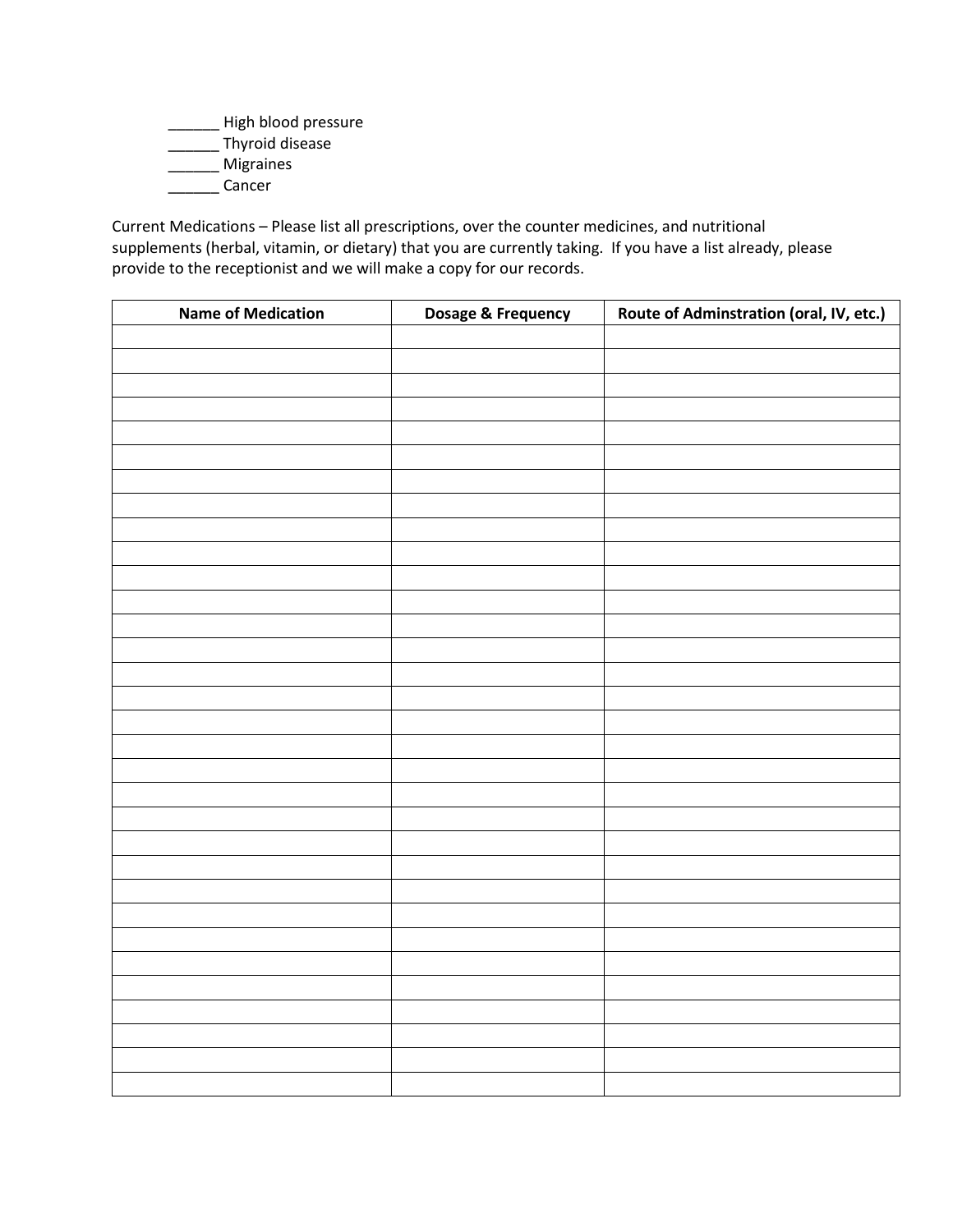______ High blood pressure
______ Thyroid disease
______ Migraines
______ Cancer

Current Medications – Please list all prescriptions, over the counter medicines, and nutritional supplements (herbal, vitamin, or dietary) that you are currently taking. If you have a list already, please provide to the receptionist and we will make a copy for our records.

| Name of Medication | Dosage & Frequency | Route of Adminstration (oral, IV, etc.) |
|---|---|---|
| | | |
| | | |
| | | |
| | | |
| | | |
| | | |
| | | |
| | | |
| | | |
| | | |
| | | |
| | | |
| | | |
| | | |
| | | |
| | | |
| | | |
| | | |
| | | |
| | | |
| | | |
| | | |
| | | |
| | | |
| | | |
| | | |
| | | |
| | | |
| | | |
| | | |
| | | |
| | | |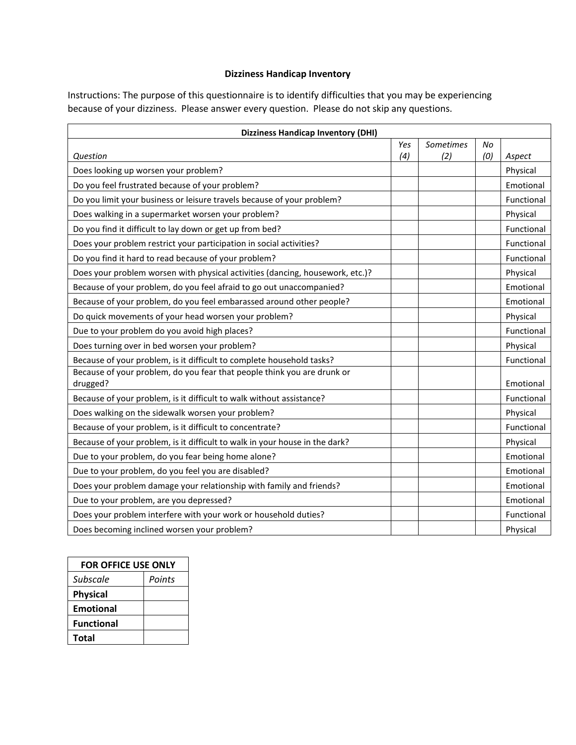### Dizziness Handicap Inventory

Instructions: The purpose of this questionnaire is to identify difficulties that you may be experiencing because of your dizziness. Please answer every question. Please do not skip any questions.

| Dizziness Handicap Inventory (DHI) | | | | |
|---|---|---|---|---|
| *Question* | *Yes (4)* | *Sometimes (2)* | *No (0)* | *Aspect* |
| Does looking up worsen your problem? | | | | Physical |
| Do you feel frustrated because of your problem? | | | | Emotional |
| Do you limit your business or leisure travels because of your problem? | | | | Functional |
| Does walking in a supermarket worsen your problem? | | | | Physical |
| Do you find it difficult to lay down or get up from bed? | | | | Functional |
| Does your problem restrict your participation in social activities? | | | | Functional |
| Do you find it hard to read because of your problem? | | | | Functional |
| Does your problem worsen with physical activities (dancing, housework, etc.)? | | | | Physical |
| Because of your problem, do you feel afraid to go out unaccompanied? | | | | Emotional |
| Because of your problem, do you feel embarassed around other people? | | | | Emotional |
| Do quick movements of your head worsen your problem? | | | | Physical |
| Due to your problem do you avoid high places? | | | | Functional |
| Does turning over in bed worsen your problem? | | | | Physical |
| Because of your problem, is it difficult to complete household tasks? | | | | Functional |
| Because of your problem, do you fear that people think you are drunk or drugged? | | | | Emotional |
| Because of your problem, is it difficult to walk without assistance? | | | | Functional |
| Does walking on the sidewalk worsen your problem? | | | | Physical |
| Because of your problem, is it difficult to concentrate? | | | | Functional |
| Because of your problem, is it difficult to walk in your house in the dark? | | | | Physical |
| Due to your problem, do you fear being home alone? | | | | Emotional |
| Due to your problem, do you feel you are disabled? | | | | Emotional |
| Does your problem damage your relationship with family and friends? | | | | Emotional |
| Due to your problem, are you depressed? | | | | Emotional |
| Does your problem interfere with your work or household duties? | | | | Functional |
| Does becoming inclined worsen your problem? | | | | Physical |

| FOR OFFICE USE ONLY | |
|---|---|
| *Subscale* | *Points* |
| **Physical** | |
| **Emotional** | |
| **Functional** | |
| **Total** | |